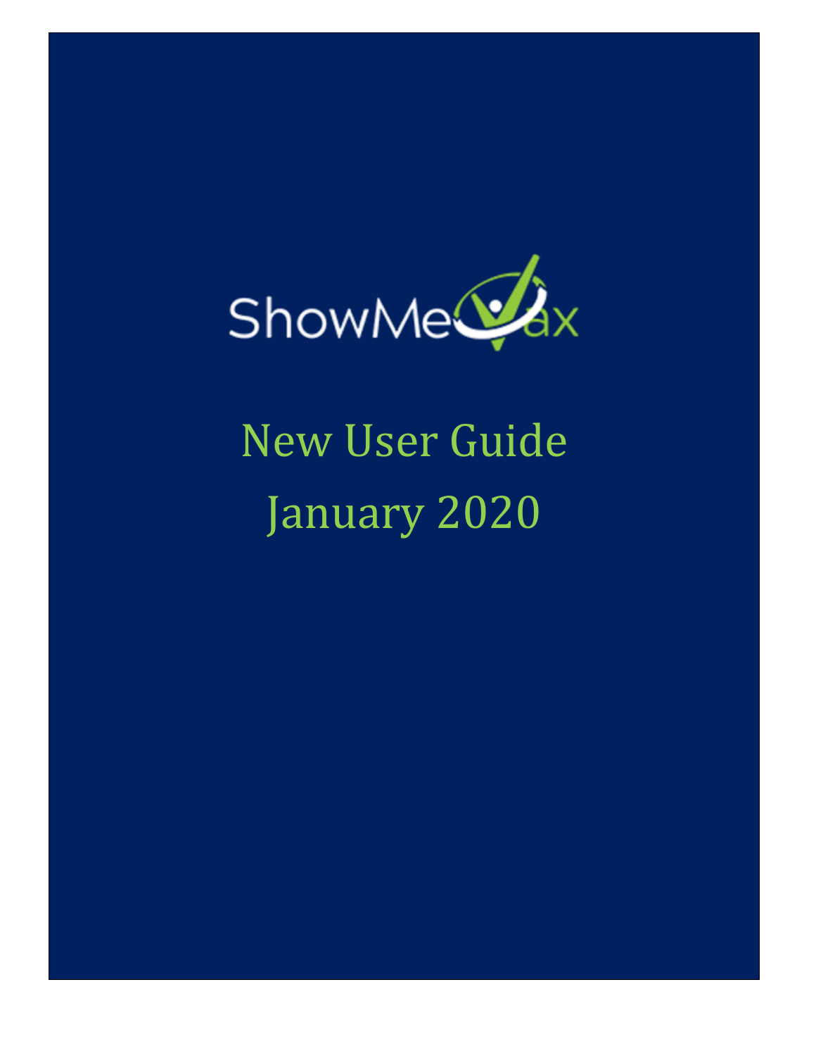ShowMeVax

# New User Guide
# January 2020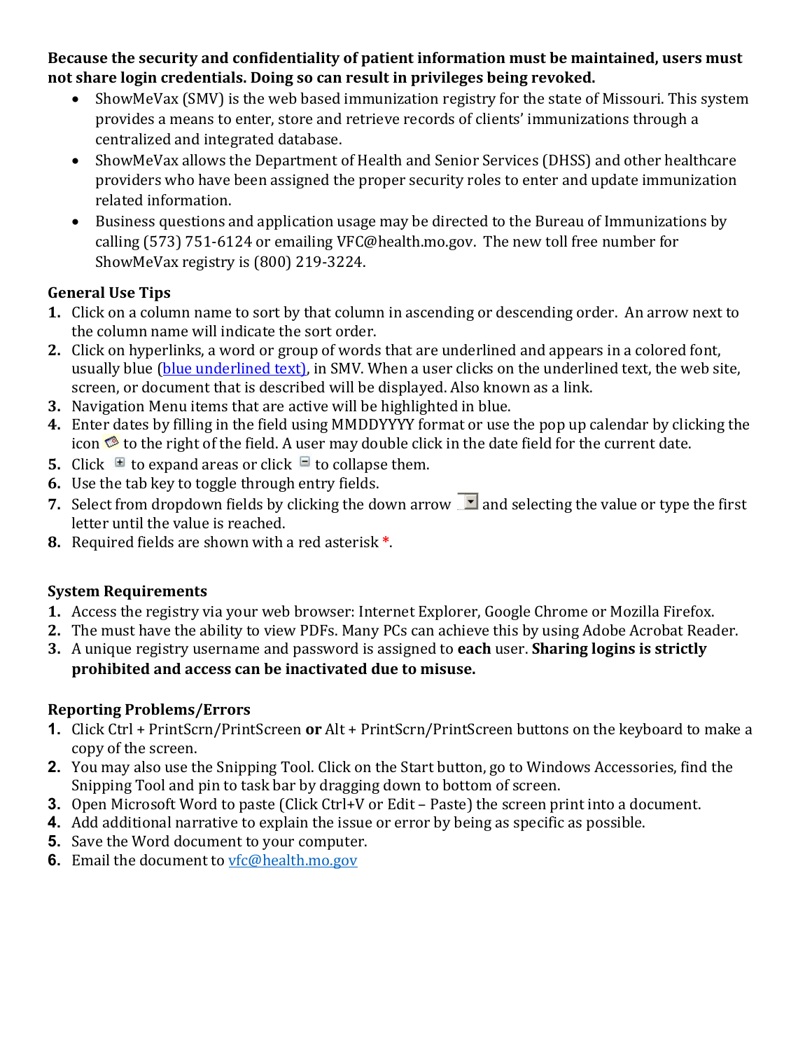**Because the security and confidentiality of patient information must be maintained, users must not share login credentials. Doing so can result in privileges being revoked.**

- ShowMeVax (SMV) is the web based immunization registry for the state of Missouri. This system provides a means to enter, store and retrieve records of clients' immunizations through a centralized and integrated database.
- ShowMeVax allows the Department of Health and Senior Services (DHSS) and other healthcare providers who have been assigned the proper security roles to enter and update immunization related information.
- Business questions and application usage may be directed to the Bureau of Immunizations by calling (573) 751-6124 or emailing VFC@health.mo.gov. The new toll free number for ShowMeVax registry is (800) 219-3224.

### General Use Tips

1. Click on a column name to sort by that column in ascending or descending order. An arrow next to the column name will indicate the sort order.
2. Click on hyperlinks, a word or group of words that are underlined and appears in a colored font, usually blue (blue underlined text), in SMV. When a user clicks on the underlined text, the web site, screen, or document that is described will be displayed. Also known as a link.
3. Navigation Menu items that are active will be highlighted in blue.
4. Enter dates by filling in the field using MMDDYYYY format or use the pop up calendar by clicking the icon to the right of the field. A user may double click in the date field for the current date.
5. Click ⊞ to expand areas or click ⊟ to collapse them.
6. Use the tab key to toggle through entry fields.
7. Select from dropdown fields by clicking the down arrow and selecting the value or type the first letter until the value is reached.
8. Required fields are shown with a red asterisk *.

### System Requirements

1. Access the registry via your web browser: Internet Explorer, Google Chrome or Mozilla Firefox.
2. The must have the ability to view PDFs. Many PCs can achieve this by using Adobe Acrobat Reader.
3. A unique registry username and password is assigned to **each** user. **Sharing logins is strictly prohibited and access can be inactivated due to misuse.**

### Reporting Problems/Errors

1. Click Ctrl + PrintScrn/PrintScreen **or** Alt + PrintScrn/PrintScreen buttons on the keyboard to make a copy of the screen.
2. You may also use the Snipping Tool. Click on the Start button, go to Windows Accessories, find the Snipping Tool and pin to task bar by dragging down to bottom of screen.
3. Open Microsoft Word to paste (Click Ctrl+V or Edit – Paste) the screen print into a document.
4. Add additional narrative to explain the issue or error by being as specific as possible.
5. Save the Word document to your computer.
6. Email the document to vfc@health.mo.gov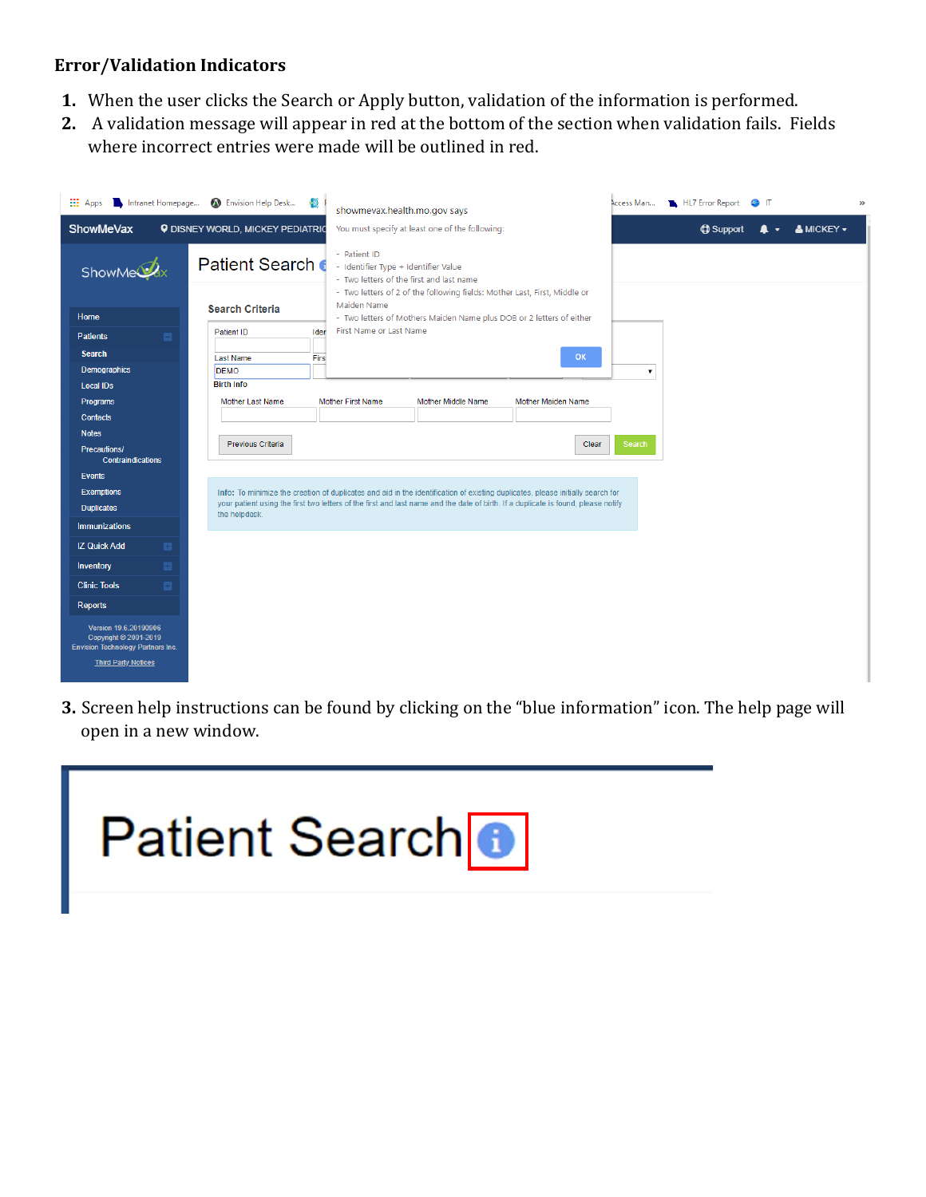## Error/Validation Indicators

1. When the user clicks the Search or Apply button, validation of the information is performed.
2. A validation message will appear in red at the bottom of the section when validation fails. Fields where incorrect entries were made will be outlined in red.

3. Screen help instructions can be found by clicking on the "blue information" icon. The help page will open in a new window.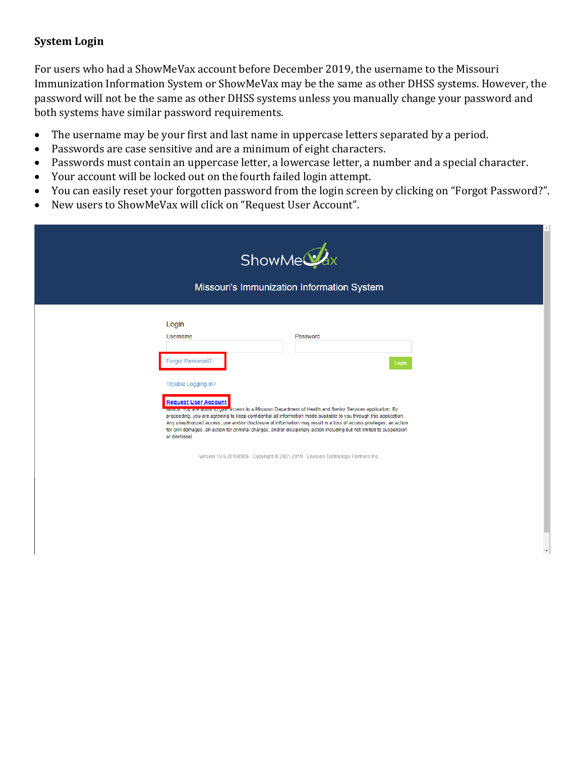**System Login**

For users who had a ShowMeVax account before December 2019, the username to the Missouri Immunization Information System or ShowMeVax may be the same as other DHSS systems. However, the password will not be the same as other DHSS systems unless you manually change your password and both systems have similar password requirements.

- The username may be your first and last name in uppercase letters separated by a period.
- Passwords are case sensitive and are a minimum of eight characters.
- Passwords must contain an uppercase letter, a lowercase letter, a number and a special character.
- Your account will be locked out on the fourth failed login attempt.
- You can easily reset your forgotten password from the login screen by clicking on "Forgot Password?".
- New users to ShowMeVax will click on "Request User Account".

ShowMeVax

Missouri's Immunization Information System

Login

Username

Password

Forgot Password?

Login

Trouble Logging In?

Request User Account

Notice: You are about to gain access to a Missouri Department of Health and Senior Services application. By proceeding, you are agreeing to keep confidential all information made available to you through this application. Any unauthorized access, use and/or disclosure of information may result in a loss of access privileges, an action for civil damages, an action for criminal charges, and/or disciplinary action including but not limited to suspension or dismissal.

Version 19.6.20190906 Copyright © 2001-2019 Envision Technology Partners Inc.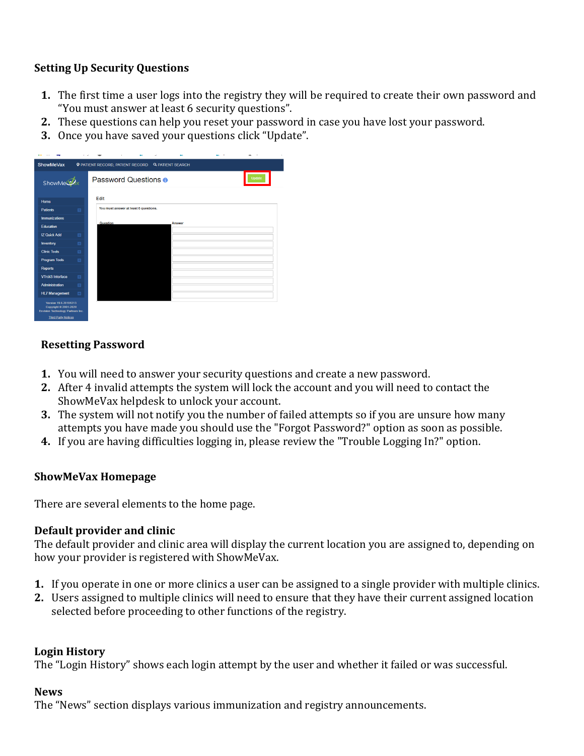## Setting Up Security Questions

1. The first time a user logs into the registry they will be required to create their own password and "You must answer at least 6 security questions".
2. These questions can help you reset your password in case you have lost your password.
3. Once you have saved your questions click "Update".

## Resetting Password

1. You will need to answer your security questions and create a new password.
2. After 4 invalid attempts the system will lock the account and you will need to contact the ShowMeVax helpdesk to unlock your account.
3. The system will not notify you the number of failed attempts so if you are unsure how many attempts you have made you should use the "Forgot Password?" option as soon as possible.
4. If you are having difficulties logging in, please review the "Trouble Logging In?" option.

## ShowMeVax Homepage

There are several elements to the home page.

### Default provider and clinic

The default provider and clinic area will display the current location you are assigned to, depending on how your provider is registered with ShowMeVax.

1. If you operate in one or more clinics a user can be assigned to a single provider with multiple clinics.
2. Users assigned to multiple clinics will need to ensure that they have their current assigned location selected before proceeding to other functions of the registry.

### Login History

The "Login History" shows each login attempt by the user and whether it failed or was successful.

### News

The "News" section displays various immunization and registry announcements.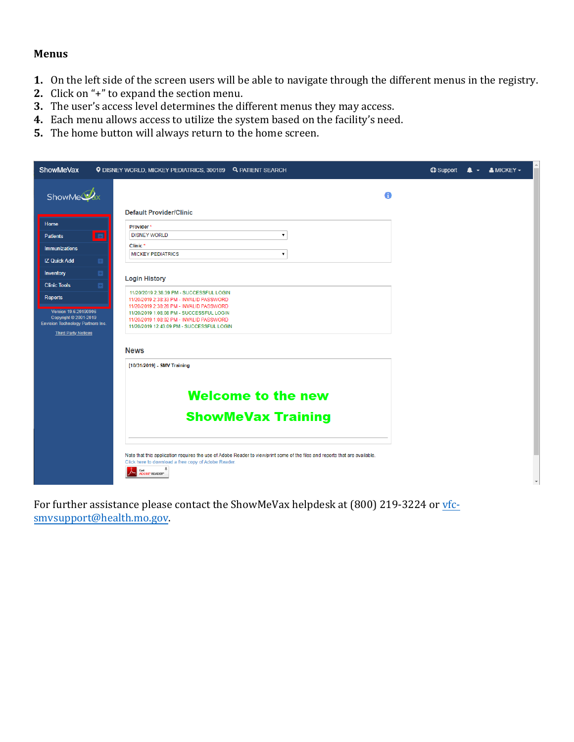## Menus

1. On the left side of the screen users will be able to navigate through the different menus in the registry.
2. Click on "+" to expand the section menu.
3. The user's access level determines the different menus they may access.
4. Each menu allows access to utilize the system based on the facility's need.
5. The home button will always return to the home screen.

For further assistance please contact the ShowMeVax helpdesk at (800) 219-3224 or vfc-smvsupport@health.mo.gov.